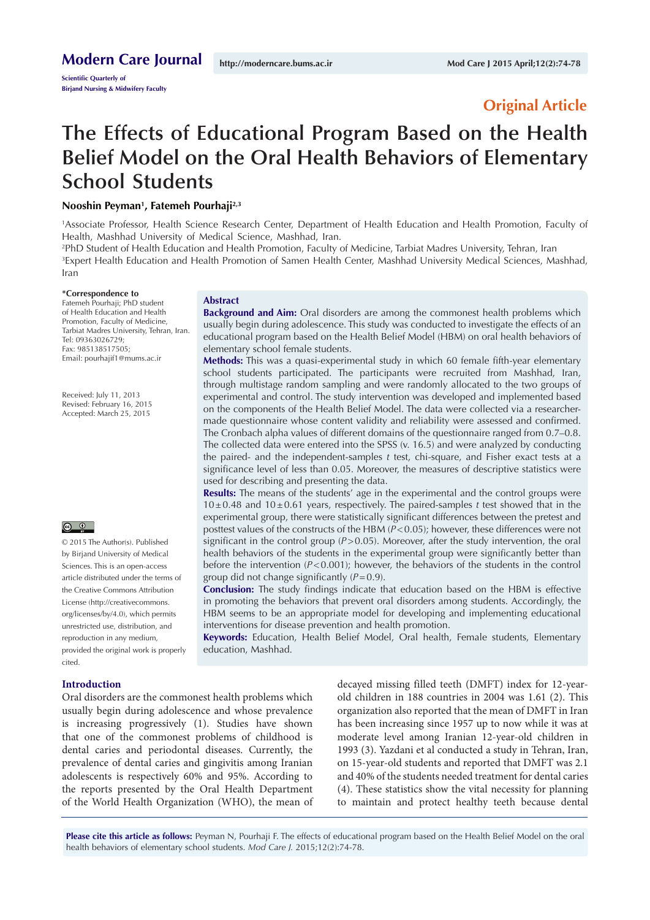Modern Care Journal

Scientific Quarterly of Birjand Nursing & Midwifery Faculty

http://moderncare.bums.ac.ir

Original Article

# The Effects of Educational Program Based on the Health Belief Model on the Oral Health Behaviors of Elementary School Students

**Nooshin Peyman[1], Fatemeh Pourhaji[2,3]**

[1]Associate Professor, Health Science Research Center, Department of Health Education and Health Promotion, Faculty of Health, Mashhad University of Medical Science, Mashhad, Iran.

[2]PhD Student of Health Education and Health Promotion, Faculty of Medicine, Tarbiat Madres University, Tehran, Iran

[3]Expert Health Education and Health Promotion of Samen Health Center, Mashhad University Medical Sciences, Mashhad, Iran

**\*Correspondence to**
Fatemeh Pourhaji; PhD student of Health Education and Health Promotion, Faculty of Medicine, Tarbiat Madres University, Tehran, Iran.
Tel: 09363026729;
Fax: 985138517505;
Email: pourhajif1@mums.ac.ir

Received: July 11, 2013
Revised: February 16, 2015
Accepted: March 25, 2015

© 2015 The Author(s). Published by Birjand University of Medical Sciences. This is an open-access article distributed under the terms of the Creative Commons Attribution License (http://creativecommons.org/licenses/by/4.0), which permits unrestricted use, distribution, and reproduction in any medium, provided the original work is properly cited.

## Abstract

**Background and Aim:** Oral disorders are among the commonest health problems which usually begin during adolescence. This study was conducted to investigate the effects of an educational program based on the Health Belief Model (HBM) on oral health behaviors of elementary school female students.

**Methods:** This was a quasi-experimental study in which 60 female fifth-year elementary school students participated. The participants were recruited from Mashhad, Iran, through multistage random sampling and were randomly allocated to the two groups of experimental and control. The study intervention was developed and implemented based on the components of the Health Belief Model. The data were collected via a researcher-made questionnaire whose content validity and reliability were assessed and confirmed. The Cronbach alpha values of different domains of the questionnaire ranged from 0.7–0.8. The collected data were entered into the SPSS (v. 16.5) and were analyzed by conducting the paired- and the independent-samples *t* test, chi-square, and Fisher exact tests at a significance level of less than 0.05. Moreover, the measures of descriptive statistics were used for describing and presenting the data.

**Results:** The means of the students' age in the experimental and the control groups were $10 \pm 0.48$ and $10 \pm 0.61$ years, respectively. The paired-samples *t* test showed that in the experimental group, there were statistically significant differences between the pretest and posttest values of the constructs of the HBM ($P<0.05$); however, these differences were not significant in the control group ($P>0.05$). Moreover, after the study intervention, the oral health behaviors of the students in the experimental group were significantly better than before the intervention ($P<0.001$); however, the behaviors of the students in the control group did not change significantly ($P=0.9$).

**Conclusion:** The study findings indicate that education based on the HBM is effective in promoting the behaviors that prevent oral disorders among students. Accordingly, the HBM seems to be an appropriate model for developing and implementing educational interventions for disease prevention and health promotion.

**Keywords:** Education, Health Belief Model, Oral health, Female students, Elementary education, Mashhad.

## Introduction

Oral disorders are the commonest health problems which usually begin during adolescence and whose prevalence is increasing progressively (1). Studies have shown that one of the commonest problems of childhood is dental caries and periodontal diseases. Currently, the prevalence of dental caries and gingivitis among Iranian adolescents is respectively 60% and 95%. According to the reports presented by the Oral Health Department of the World Health Organization (WHO), the mean of decayed missing filled teeth (DMFT) index for 12-year-old children in 188 countries in 2004 was 1.61 (2). This organization also reported that the mean of DMFT in Iran has been increasing since 1957 up to now while it was at moderate level among Iranian 12-year-old children in 1993 (3). Yazdani et al conducted a study in Tehran, Iran, on 15-year-old students and reported that DMFT was 2.1 and 40% of the students needed treatment for dental caries (4). These statistics show the vital necessity for planning to maintain and protect healthy teeth because dental

**Please cite this article as follows:** Peyman N, Pourhaji F. The effects of educational program based on the Health Belief Model on the oral health behaviors of elementary school students. *Mod Care J.* 2015;12(2):74-78.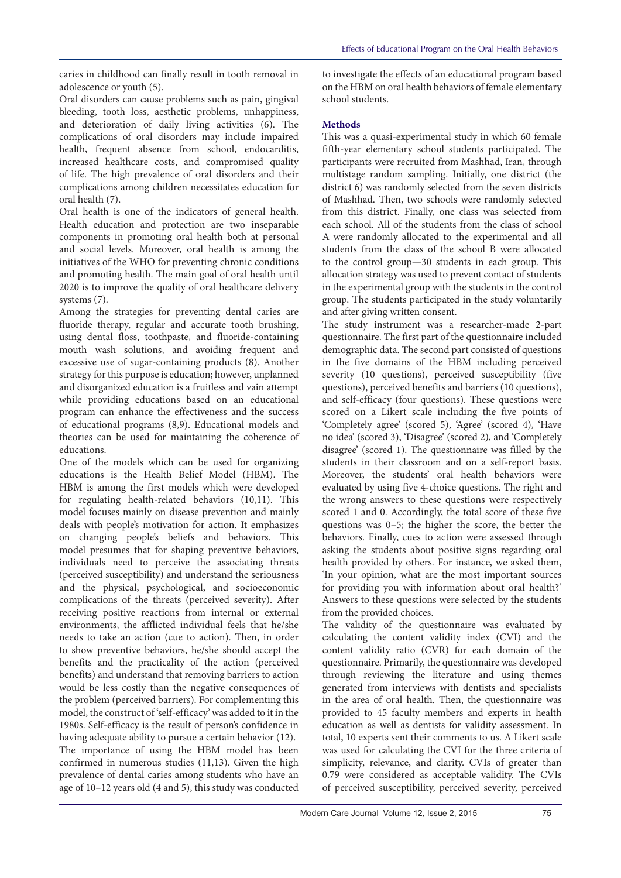caries in childhood can finally result in tooth removal in adolescence or youth (5).

Oral disorders can cause problems such as pain, gingival bleeding, tooth loss, aesthetic problems, unhappiness, and deterioration of daily living activities (6). The complications of oral disorders may include impaired health, frequent absence from school, endocarditis, increased healthcare costs, and compromised quality of life. The high prevalence of oral disorders and their complications among children necessitates education for oral health (7).

Oral health is one of the indicators of general health. Health education and protection are two inseparable components in promoting oral health both at personal and social levels. Moreover, oral health is among the initiatives of the WHO for preventing chronic conditions and promoting health. The main goal of oral health until 2020 is to improve the quality of oral healthcare delivery systems (7).

Among the strategies for preventing dental caries are fluoride therapy, regular and accurate tooth brushing, using dental floss, toothpaste, and fluoride-containing mouth wash solutions, and avoiding frequent and excessive use of sugar-containing products (8). Another strategy for this purpose is education; however, unplanned and disorganized education is a fruitless and vain attempt while providing educations based on an educational program can enhance the effectiveness and the success of educational programs (8,9). Educational models and theories can be used for maintaining the coherence of educations.

One of the models which can be used for organizing educations is the Health Belief Model (HBM). The HBM is among the first models which were developed for regulating health-related behaviors (10,11). This model focuses mainly on disease prevention and mainly deals with people's motivation for action. It emphasizes on changing people's beliefs and behaviors. This model presumes that for shaping preventive behaviors, individuals need to perceive the associating threats (perceived susceptibility) and understand the seriousness and the physical, psychological, and socioeconomic complications of the threats (perceived severity). After receiving positive reactions from internal or external environments, the afflicted individual feels that he/she needs to take an action (cue to action). Then, in order to show preventive behaviors, he/she should accept the benefits and the practicality of the action (perceived benefits) and understand that removing barriers to action would be less costly than the negative consequences of the problem (perceived barriers). For complementing this model, the construct of 'self-efficacy' was added to it in the 1980s. Self-efficacy is the result of person's confidence in having adequate ability to pursue a certain behavior (12).

The importance of using the HBM model has been confirmed in numerous studies (11,13). Given the high prevalence of dental caries among students who have an age of 10–12 years old (4 and 5), this study was conducted to investigate the effects of an educational program based on the HBM on oral health behaviors of female elementary school students.

## Methods

This was a quasi-experimental study in which 60 female fifth-year elementary school students participated. The participants were recruited from Mashhad, Iran, through multistage random sampling. Initially, one district (the district 6) was randomly selected from the seven districts of Mashhad. Then, two schools were randomly selected from this district. Finally, one class was selected from each school. All of the students from the class of school A were randomly allocated to the experimental and all students from the class of the school B were allocated to the control group—30 students in each group. This allocation strategy was used to prevent contact of students in the experimental group with the students in the control group. The students participated in the study voluntarily and after giving written consent.

The study instrument was a researcher-made 2-part questionnaire. The first part of the questionnaire included demographic data. The second part consisted of questions in the five domains of the HBM including perceived severity (10 questions), perceived susceptibility (five questions), perceived benefits and barriers (10 questions), and self-efficacy (four questions). These questions were scored on a Likert scale including the five points of 'Completely agree' (scored 5), 'Agree' (scored 4), 'Have no idea' (scored 3), 'Disagree' (scored 2), and 'Completely disagree' (scored 1). The questionnaire was filled by the students in their classroom and on a self-report basis. Moreover, the students' oral health behaviors were evaluated by using five 4-choice questions. The right and the wrong answers to these questions were respectively scored 1 and 0. Accordingly, the total score of these five questions was 0–5; the higher the score, the better the behaviors. Finally, cues to action were assessed through asking the students about positive signs regarding oral health provided by others. For instance, we asked them, 'In your opinion, what are the most important sources for providing you with information about oral health?' Answers to these questions were selected by the students from the provided choices.

The validity of the questionnaire was evaluated by calculating the content validity index (CVI) and the content validity ratio (CVR) for each domain of the questionnaire. Primarily, the questionnaire was developed through reviewing the literature and using themes generated from interviews with dentists and specialists in the area of oral health. Then, the questionnaire was provided to 45 faculty members and experts in health education as well as dentists for validity assessment. In total, 10 experts sent their comments to us. A Likert scale was used for calculating the CVI for the three criteria of simplicity, relevance, and clarity. CVIs of greater than 0.79 were considered as acceptable validity. The CVIs of perceived susceptibility, perceived severity, perceived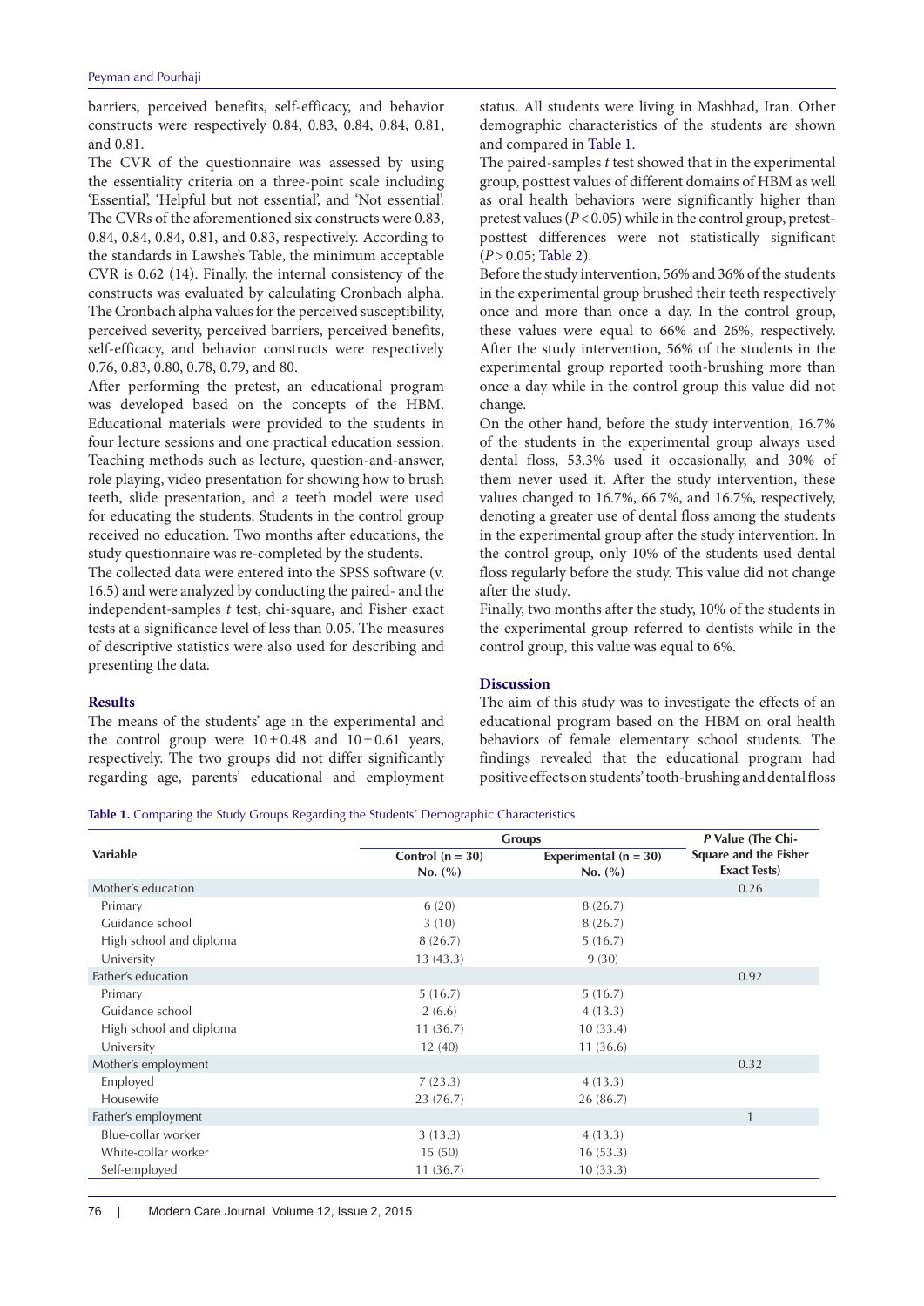barriers, perceived benefits, self-efficacy, and behavior constructs were respectively 0.84, 0.83, 0.84, 0.84, 0.81, and 0.81.

The CVR of the questionnaire was assessed by using the essentiality criteria on a three-point scale including 'Essential', 'Helpful but not essential', and 'Not essential'. The CVRs of the aforementioned six constructs were 0.83, 0.84, 0.84, 0.84, 0.81, and 0.83, respectively. According to the standards in Lawshe's Table, the minimum acceptable CVR is 0.62 (14). Finally, the internal consistency of the constructs was evaluated by calculating Cronbach alpha. The Cronbach alpha values for the perceived susceptibility, perceived severity, perceived barriers, perceived benefits, self-efficacy, and behavior constructs were respectively 0.76, 0.83, 0.80, 0.78, 0.79, and 80.

After performing the pretest, an educational program was developed based on the concepts of the HBM. Educational materials were provided to the students in four lecture sessions and one practical education session. Teaching methods such as lecture, question-and-answer, role playing, video presentation for showing how to brush teeth, slide presentation, and a teeth model were used for educating the students. Students in the control group received no education. Two months after educations, the study questionnaire was re-completed by the students.

The collected data were entered into the SPSS software (v. 16.5) and were analyzed by conducting the paired- and the independent-samples *t* test, chi-square, and Fisher exact tests at a significance level of less than 0.05. The measures of descriptive statistics were also used for describing and presenting the data.

## Results

The means of the students' age in the experimental and the control group were $10 \pm 0.48$ and $10 \pm 0.61$ years, respectively. The two groups did not differ significantly regarding age, parents' educational and employment status. All students were living in Mashhad, Iran. Other demographic characteristics of the students are shown and compared in Table 1.

The paired-samples *t* test showed that in the experimental group, posttest values of different domains of HBM as well as oral health behaviors were significantly higher than pretest values ($P < 0.05$) while in the control group, pretest-posttest differences were not statistically significant ($P > 0.05$; Table 2).

Before the study intervention, 56% and 36% of the students in the experimental group brushed their teeth respectively once and more than once a day. In the control group, these values were equal to 66% and 26%, respectively. After the study intervention, 56% of the students in the experimental group reported tooth-brushing more than once a day while in the control group this value did not change.

On the other hand, before the study intervention, 16.7% of the students in the experimental group always used dental floss, 53.3% used it occasionally, and 30% of them never used it. After the study intervention, these values changed to 16.7%, 66.7%, and 16.7%, respectively, denoting a greater use of dental floss among the students in the experimental group after the study intervention. In the control group, only 10% of the students used dental floss regularly before the study. This value did not change after the study.

Finally, two months after the study, 10% of the students in the experimental group referred to dentists while in the control group, this value was equal to 6%.

## Discussion

The aim of this study was to investigate the effects of an educational program based on the HBM on oral health behaviors of female elementary school students. The findings revealed that the educational program had positive effects on students' tooth-brushing and dental floss

**Table 1.** Comparing the Study Groups Regarding the Students' Demographic Characteristics

| Variable | Groups | | *P* Value (The Chi-Square and the Fisher Exact Tests) |
|---|---|---|---|
| | Control (n = 30) No. (%) | Experimental (n = 30) No. (%) | |
| Mother's education | | | 0.26 |
| Primary | 6 (20) | 8 (26.7) | |
| Guidance school | 3 (10) | 8 (26.7) | |
| High school and diploma | 8 (26.7) | 5 (16.7) | |
| University | 13 (43.3) | 9 (30) | |
| Father's education | | | 0.92 |
| Primary | 5 (16.7) | 5 (16.7) | |
| Guidance school | 2 (6.6) | 4 (13.3) | |
| High school and diploma | 11 (36.7) | 10 (33.4) | |
| University | 12 (40) | 11 (36.6) | |
| Mother's employment | | | 0.32 |
| Employed | 7 (23.3) | 4 (13.3) | |
| Housewife | 23 (76.7) | 26 (86.7) | |
| Father's employment | | | 1 |
| Blue-collar worker | 3 (13.3) | 4 (13.3) | |
| White-collar worker | 15 (50) | 16 (53.3) | |
| Self-employed | 11 (36.7) | 10 (33.3) | |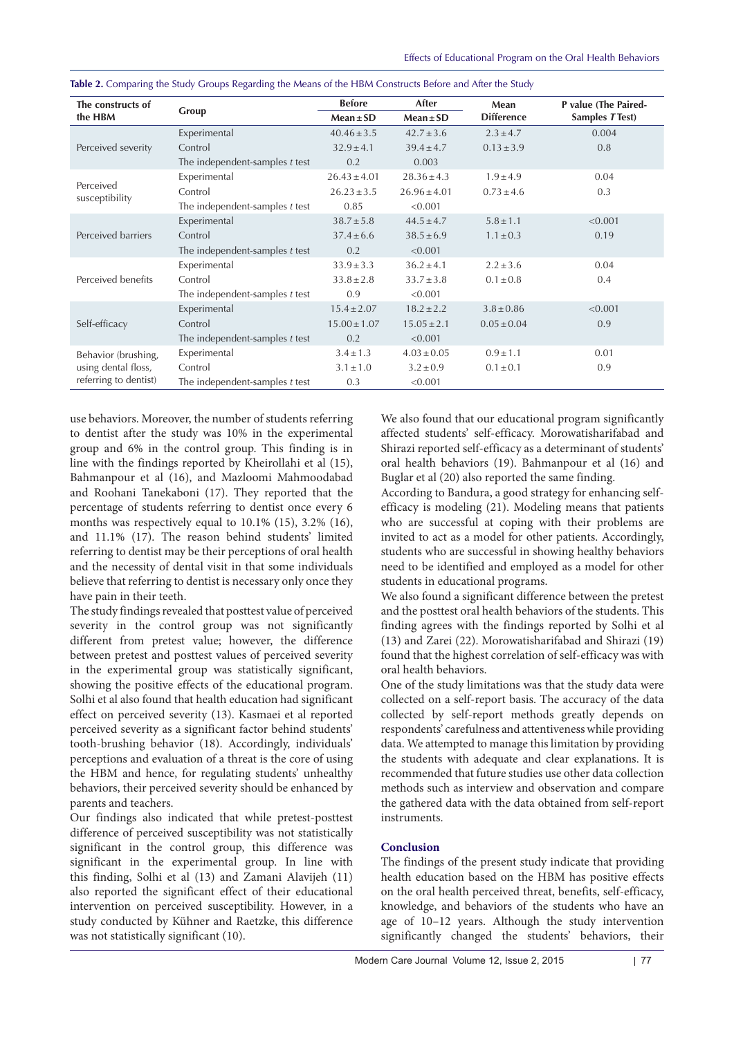**Table 2.** Comparing the Study Groups Regarding the Means of the HBM Constructs Before and After the Study

| The constructs of the HBM | Group | Before | After | Mean Difference | P value (The Paired-Samples *T* Test) |
|---|---|---|---|---|---|
| | | Mean ± SD | Mean ± SD | | |
| Perceived severity | Experimental | 40.46 ± 3.5 | 42.7 ± 3.6 | 2.3 ± 4.7 | 0.004 |
| | Control | 32.9 ± 4.1 | 39.4 ± 4.7 | 0.13 ± 3.9 | 0.8 |
| | The independent-samples *t* test | 0.2 | 0.003 | | |
| Perceived susceptibility | Experimental | 26.43 ± 4.01 | 28.36 ± 4.3 | 1.9 ± 4.9 | 0.04 |
| | Control | 26.23 ± 3.5 | 26.96 ± 4.01 | 0.73 ± 4.6 | 0.3 |
| | The independent-samples *t* test | 0.85 | <0.001 | | |
| Perceived barriers | Experimental | 38.7 ± 5.8 | 44.5 ± 4.7 | 5.8 ± 1.1 | <0.001 |
| | Control | 37.4 ± 6.6 | 38.5 ± 6.9 | 1.1 ± 0.3 | 0.19 |
| | The independent-samples *t* test | 0.2 | <0.001 | | |
| Perceived benefits | Experimental | 33.9 ± 3.3 | 36.2 ± 4.1 | 2.2 ± 3.6 | 0.04 |
| | Control | 33.8 ± 2.8 | 33.7 ± 3.8 | 0.1 ± 0.8 | 0.4 |
| | The independent-samples *t* test | 0.9 | <0.001 | | |
| Self-efficacy | Experimental | 15.4 ± 2.07 | 18.2 ± 2.2 | 3.8 ± 0.86 | <0.001 |
| | Control | 15.00 ± 1.07 | 15.05 ± 2.1 | 0.05 ± 0.04 | 0.9 |
| | The independent-samples *t* test | 0.2 | <0.001 | | |
| Behavior (brushing, using dental floss, referring to dentist) | Experimental | 3.4 ± 1.3 | 4.03 ± 0.05 | 0.9 ± 1.1 | 0.01 |
| | Control | 3.1 ± 1.0 | 3.2 ± 0.9 | 0.1 ± 0.1 | 0.9 |
| | The independent-samples *t* test | 0.3 | <0.001 | | |

use behaviors. Moreover, the number of students referring to dentist after the study was 10% in the experimental group and 6% in the control group. This finding is in line with the findings reported by Kheirollahi et al (15), Bahmanpour et al (16), and Mazloomi Mahmoodabad and Roohani Tanekaboni (17). They reported that the percentage of students referring to dentist once every 6 months was respectively equal to 10.1% (15), 3.2% (16), and 11.1% (17). The reason behind students' limited referring to dentist may be their perceptions of oral health and the necessity of dental visit in that some individuals believe that referring to dentist is necessary only once they have pain in their teeth.

The study findings revealed that posttest value of perceived severity in the control group was not significantly different from pretest value; however, the difference between pretest and posttest values of perceived severity in the experimental group was statistically significant, showing the positive effects of the educational program. Solhi et al also found that health education had significant effect on perceived severity (13). Kasmaei et al reported perceived severity as a significant factor behind students' tooth-brushing behavior (18). Accordingly, individuals' perceptions and evaluation of a threat is the core of using the HBM and hence, for regulating students' unhealthy behaviors, their perceived severity should be enhanced by parents and teachers.

Our findings also indicated that while pretest-posttest difference of perceived susceptibility was not statistically significant in the control group, this difference was significant in the experimental group. In line with this finding, Solhi et al (13) and Zamani Alavijeh (11) also reported the significant effect of their educational intervention on perceived susceptibility. However, in a study conducted by Kühner and Raetzke, this difference was not statistically significant (10).

We also found that our educational program significantly affected students' self-efficacy. Morowatisharifabad and Shirazi reported self-efficacy as a determinant of students' oral health behaviors (19). Bahmanpour et al (16) and Buglar et al (20) also reported the same finding.

According to Bandura, a good strategy for enhancing self-efficacy is modeling (21). Modeling means that patients who are successful at coping with their problems are invited to act as a model for other patients. Accordingly, students who are successful in showing healthy behaviors need to be identified and employed as a model for other students in educational programs.

We also found a significant difference between the pretest and the posttest oral health behaviors of the students. This finding agrees with the findings reported by Solhi et al (13) and Zarei (22). Morowatisharifabad and Shirazi (19) found that the highest correlation of self-efficacy was with oral health behaviors.

One of the study limitations was that the study data were collected on a self-report basis. The accuracy of the data collected by self-report methods greatly depends on respondents' carefulness and attentiveness while providing data. We attempted to manage this limitation by providing the students with adequate and clear explanations. It is recommended that future studies use other data collection methods such as interview and observation and compare the gathered data with the data obtained from self-report instruments.

## Conclusion

The findings of the present study indicate that providing health education based on the HBM has positive effects on the oral health perceived threat, benefits, self-efficacy, knowledge, and behaviors of the students who have an age of 10–12 years. Although the study intervention significantly changed the students' behaviors, their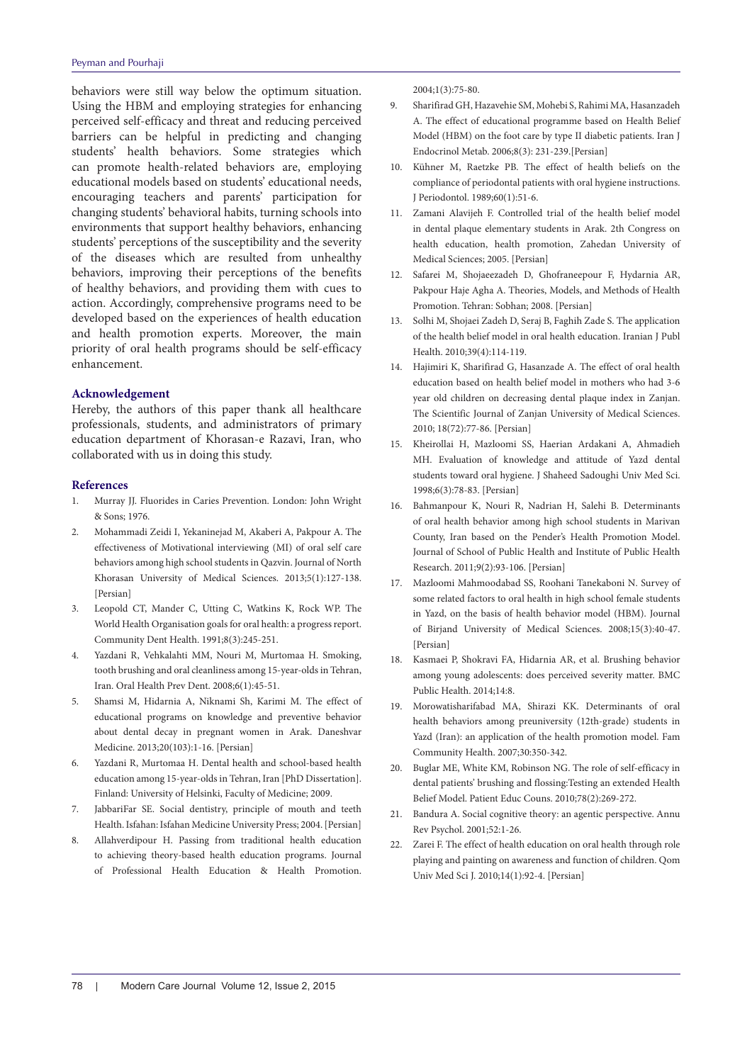behaviors were still way below the optimum situation. Using the HBM and employing strategies for enhancing perceived self-efficacy and threat and reducing perceived barriers can be helpful in predicting and changing students' health behaviors. Some strategies which can promote health-related behaviors are, employing educational models based on students' educational needs, encouraging teachers and parents' participation for changing students' behavioral habits, turning schools into environments that support healthy behaviors, enhancing students' perceptions of the susceptibility and the severity of the diseases which are resulted from unhealthy behaviors, improving their perceptions of the benefits of healthy behaviors, and providing them with cues to action. Accordingly, comprehensive programs need to be developed based on the experiences of health education and health promotion experts. Moreover, the main priority of oral health programs should be self-efficacy enhancement.

## Acknowledgement

Hereby, the authors of this paper thank all healthcare professionals, students, and administrators of primary education department of Khorasan-e Razavi, Iran, who collaborated with us in doing this study.

## References

1. Murray JJ. Fluorides in Caries Prevention. London: John Wright & Sons; 1976.
2. Mohammadi Zeidi I, Yekaninejad M, Akaberi A, Pakpour A. The effectiveness of Motivational interviewing (MI) of oral self care behaviors among high school students in Qazvin. Journal of North Khorasan University of Medical Sciences. 2013;5(1):127-138. [Persian]
3. Leopold CT, Mander C, Utting C, Watkins K, Rock WP. The World Health Organisation goals for oral health: a progress report. Community Dent Health. 1991;8(3):245-251.
4. Yazdani R, Vehkalahti MM, Nouri M, Murtomaa H. Smoking, tooth brushing and oral cleanliness among 15-year-olds in Tehran, Iran. Oral Health Prev Dent. 2008;6(1):45-51.
5. Shamsi M, Hidarnia A, Niknami Sh, Karimi M. The effect of educational programs on knowledge and preventive behavior about dental decay in pregnant women in Arak. Daneshvar Medicine. 2013;20(103):1-16. [Persian]
6. Yazdani R, Murtomaa H. Dental health and school-based health education among 15-year-olds in Tehran, Iran [PhD Dissertation]. Finland: University of Helsinki, Faculty of Medicine; 2009.
7. JabbariFar SE. Social dentistry, principle of mouth and teeth Health. Isfahan: Isfahan Medicine University Press; 2004. [Persian]
8. Allahverdipour H. Passing from traditional health education to achieving theory-based health education programs. Journal of Professional Health Education & Health Promotion. 2004;1(3):75-80.
9. Sharifirad GH, Hazavehie SM, Mohebi S, Rahimi MA, Hasanzadeh A. The effect of educational programme based on Health Belief Model (HBM) on the foot care by type II diabetic patients. Iran J Endocrinol Metab. 2006;8(3): 231-239.[Persian]
10. Kühner M, Raetzke PB. The effect of health beliefs on the compliance of periodontal patients with oral hygiene instructions. J Periodontol. 1989;60(1):51-6.
11. Zamani Alavijeh F. Controlled trial of the health belief model in dental plaque elementary students in Arak. 2th Congress on health education, health promotion, Zahedan University of Medical Sciences; 2005. [Persian]
12. Safarei M, Shojaeezadeh D, Ghofraneepour F, Hydarnia AR, Pakpour Haje Agha A. Theories, Models, and Methods of Health Promotion. Tehran: Sobhan; 2008. [Persian]
13. Solhi M, Shojaei Zadeh D, Seraj B, Faghih Zade S. The application of the health belief model in oral health education. Iranian J Publ Health. 2010;39(4):114-119.
14. Hajimiri K, Sharifirad G, Hasanzade A. The effect of oral health education based on health belief model in mothers who had 3-6 year old children on decreasing dental plaque index in Zanjan. The Scientific Journal of Zanjan University of Medical Sciences. 2010; 18(72):77-86. [Persian]
15. Kheirollai H, Mazloomi SS, Haerian Ardakani A, Ahmadieh MH. Evaluation of knowledge and attitude of Yazd dental students toward oral hygiene. J Shaheed Sadoughi Univ Med Sci. 1998;6(3):78-83. [Persian]
16. Bahmanpour K, Nouri R, Nadrian H, Salehi B. Determinants of oral health behavior among high school students in Marivan County, Iran based on the Pender's Health Promotion Model. Journal of School of Public Health and Institute of Public Health Research. 2011;9(2):93-106. [Persian]
17. Mazloomi Mahmoodabad SS, Roohani Tanekaboni N. Survey of some related factors to oral health in high school female students in Yazd, on the basis of health behavior model (HBM). Journal of Birjand University of Medical Sciences. 2008;15(3):40-47. [Persian]
18. Kasmaei P, Shokravi FA, Hidarnia AR, et al. Brushing behavior among young adolescents: does perceived severity matter. BMC Public Health. 2014;14:8.
19. Morowatisharifabad MA, Shirazi KK. Determinants of oral health behaviors among preuniversity (12th-grade) students in Yazd (Iran): an application of the health promotion model. Fam Community Health. 2007;30:350-342.
20. Buglar ME, White KM, Robinson NG. The role of self-efficacy in dental patients' brushing and flossing:Testing an extended Health Belief Model. Patient Educ Couns. 2010;78(2):269-272.
21. Bandura A. Social cognitive theory: an agentic perspective. Annu Rev Psychol. 2001;52:1-26.
22. Zarei F. The effect of health education on oral health through role playing and painting on awareness and function of children. Qom Univ Med Sci J. 2010;14(1):92-4. [Persian]